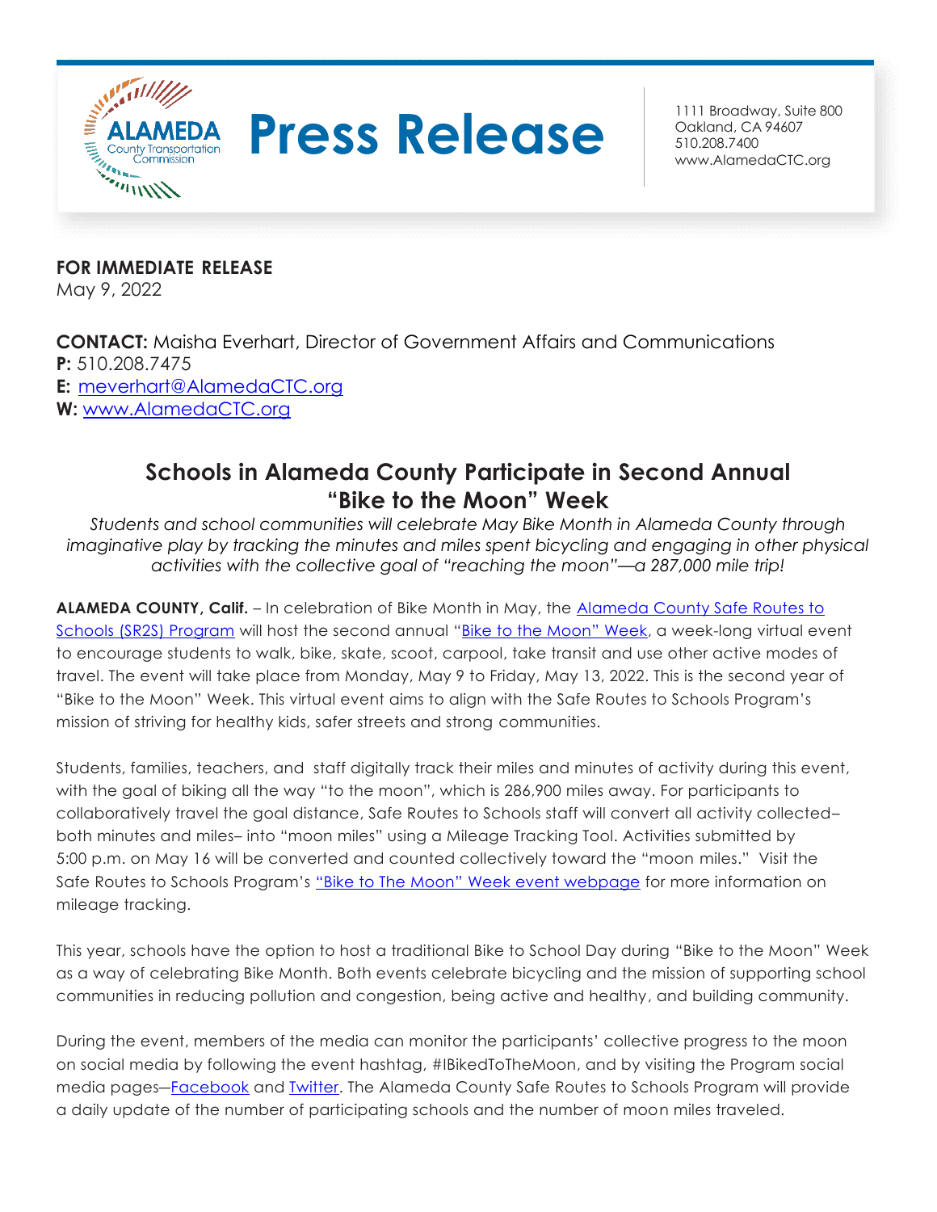# Press Release

ALAMEDA County Transportation Commission

1111 Broadway, Suite 800
Oakland, CA 94607
510.208.7400
www.AlamedaCTC.org

**FOR IMMEDIATE RELEASE**
May 9, 2022

**CONTACT:** Maisha Everhart, Director of Government Affairs and Communications
**P:** 510.208.7475
**E:** meverhart@AlamedaCTC.org
**W:** www.AlamedaCTC.org

## Schools in Alameda County Participate in Second Annual "Bike to the Moon" Week

*Students and school communities will celebrate May Bike Month in Alameda County through imaginative play by tracking the minutes and miles spent bicycling and engaging in other physical activities with the collective goal of "reaching the moon"—a 287,000 mile trip!*

**ALAMEDA COUNTY, Calif.** – In celebration of Bike Month in May, the Alameda County Safe Routes to Schools (SR2S) Program will host the second annual "Bike to the Moon" Week, a week-long virtual event to encourage students to walk, bike, skate, scoot, carpool, take transit and use other active modes of travel. The event will take place from Monday, May 9 to Friday, May 13, 2022. This is the second year of "Bike to the Moon" Week. This virtual event aims to align with the Safe Routes to Schools Program's mission of striving for healthy kids, safer streets and strong communities.

Students, families, teachers, and staff digitally track their miles and minutes of activity during this event, with the goal of biking all the way "to the moon", which is 286,900 miles away. For participants to collaboratively travel the goal distance, Safe Routes to Schools staff will convert all activity collected–both minutes and miles– into "moon miles" using a Mileage Tracking Tool. Activities submitted by 5:00 p.m. on May 16 will be converted and counted collectively toward the "moon miles." Visit the Safe Routes to Schools Program's "Bike to The Moon" Week event webpage for more information on mileage tracking.

This year, schools have the option to host a traditional Bike to School Day during "Bike to the Moon" Week as a way of celebrating Bike Month. Both events celebrate bicycling and the mission of supporting school communities in reducing pollution and congestion, being active and healthy, and building community.

During the event, members of the media can monitor the participants' collective progress to the moon on social media by following the event hashtag, #IBikedToTheMoon, and by visiting the Program social media pages—Facebook and Twitter. The Alameda County Safe Routes to Schools Program will provide a daily update of the number of participating schools and the number of moon miles traveled.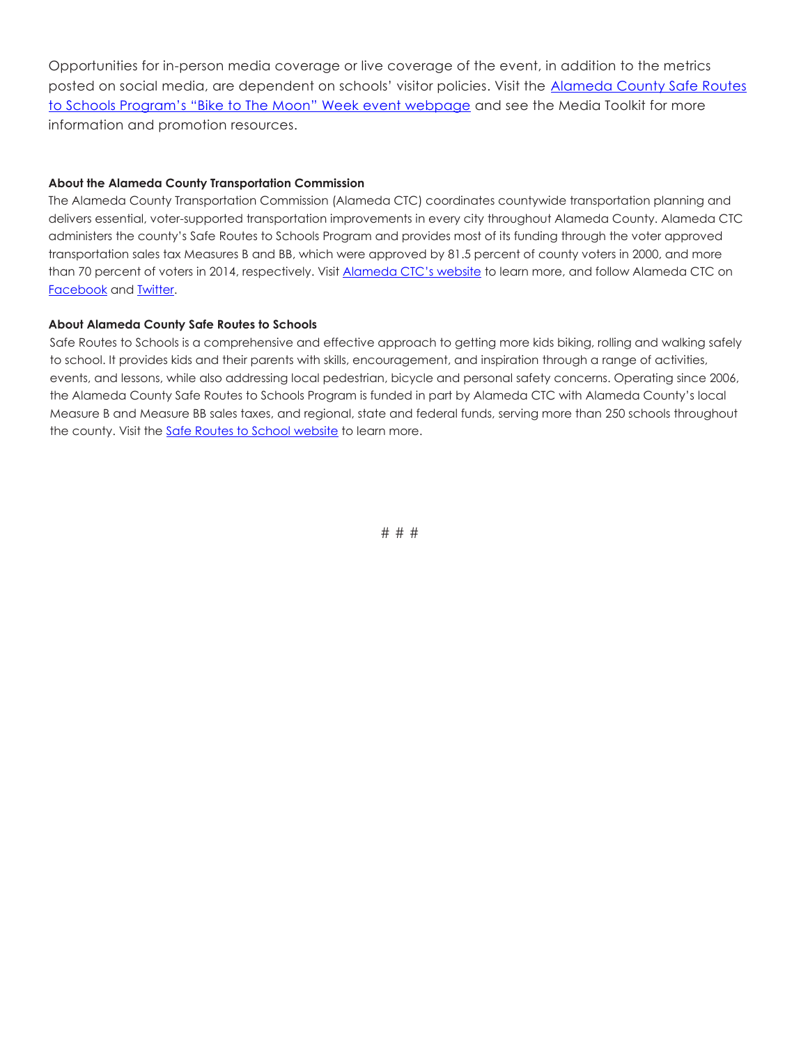Opportunities for in-person media coverage or live coverage of the event, in addition to the metrics posted on social media, are dependent on schools' visitor policies. Visit the Alameda County Safe Routes to Schools Program's "Bike to The Moon" Week event webpage and see the Media Toolkit for more information and promotion resources.

**About the Alameda County Transportation Commission**

The Alameda County Transportation Commission (Alameda CTC) coordinates countywide transportation planning and delivers essential, voter-supported transportation improvements in every city throughout Alameda County. Alameda CTC administers the county's Safe Routes to Schools Program and provides most of its funding through the voter approved transportation sales tax Measures B and BB, which were approved by 81.5 percent of county voters in 2000, and more than 70 percent of voters in 2014, respectively. Visit Alameda CTC's website to learn more, and follow Alameda CTC on Facebook and Twitter.

**About Alameda County Safe Routes to Schools**

Safe Routes to Schools is a comprehensive and effective approach to getting more kids biking, rolling and walking safely to school. It provides kids and their parents with skills, encouragement, and inspiration through a range of activities, events, and lessons, while also addressing local pedestrian, bicycle and personal safety concerns. Operating since 2006, the Alameda County Safe Routes to Schools Program is funded in part by Alameda CTC with Alameda County's local Measure B and Measure BB sales taxes, and regional, state and federal funds, serving more than 250 schools throughout the county. Visit the Safe Routes to School website to learn more.

# # #